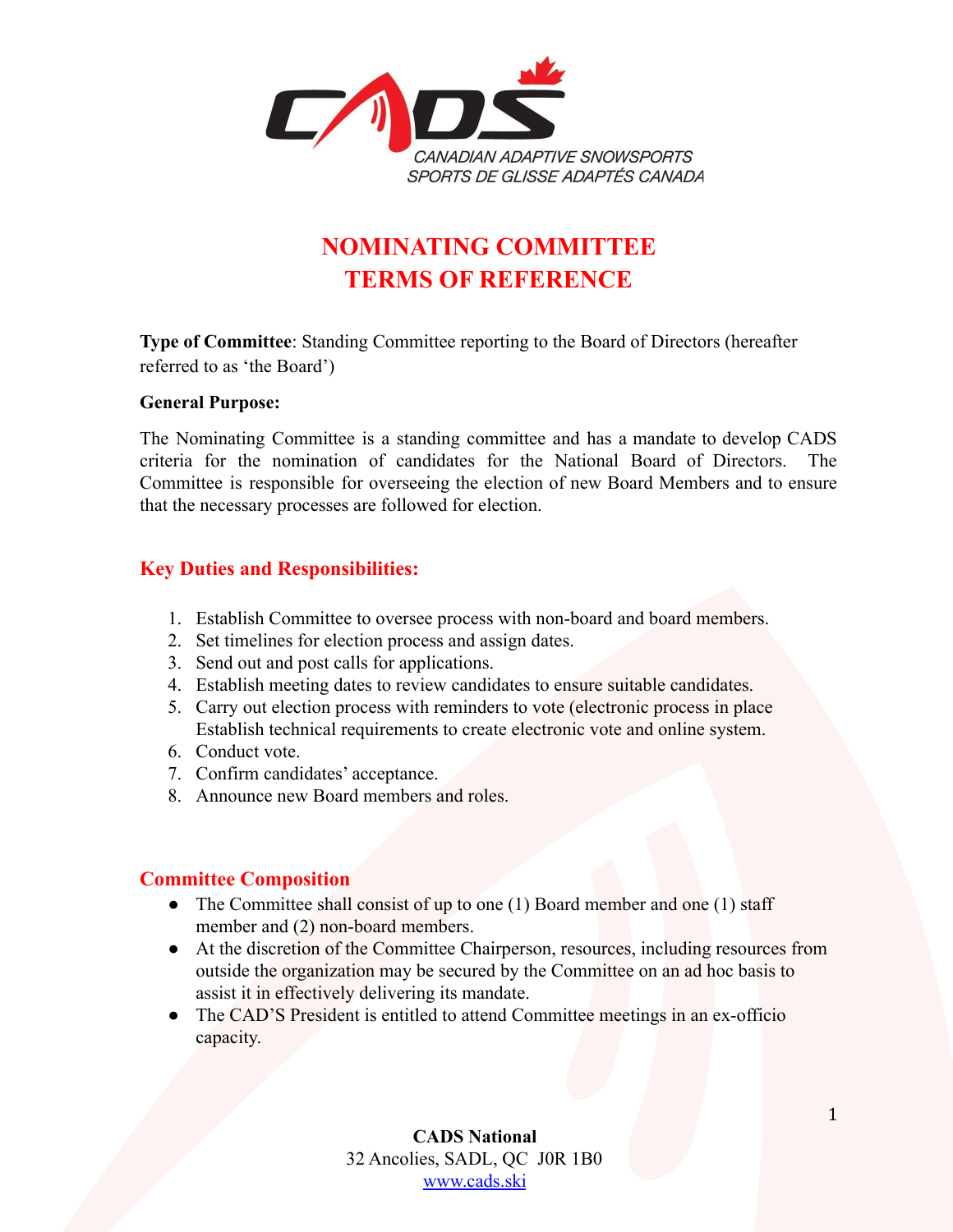# NOMINATING COMMITTEE
# TERMS OF REFERENCE

**Type of Committee**: Standing Committee reporting to the Board of Directors (hereafter referred to as 'the Board')

**General Purpose:**

The Nominating Committee is a standing committee and has a mandate to develop CADS criteria for the nomination of candidates for the National Board of Directors. The Committee is responsible for overseeing the election of new Board Members and to ensure that the necessary processes are followed for election.

## Key Duties and Responsibilities:

1. Establish Committee to oversee process with non-board and board members.
2. Set timelines for election process and assign dates.
3. Send out and post calls for applications.
4. Establish meeting dates to review candidates to ensure suitable candidates.
5. Carry out election process with reminders to vote (electronic process in place Establish technical requirements to create electronic vote and online system.
6. Conduct vote.
7. Confirm candidates' acceptance.
8. Announce new Board members and roles.

## Committee Composition

- The Committee shall consist of up to one (1) Board member and one (1) staff member and (2) non-board members.
- At the discretion of the Committee Chairperson, resources, including resources from outside the organization may be secured by the Committee on an ad hoc basis to assist it in effectively delivering its mandate.
- The CAD'S President is entitled to attend Committee meetings in an ex-officio capacity.

**CADS National**
32 Ancolies, SADL, QC J0R 1B0
www.cads.ski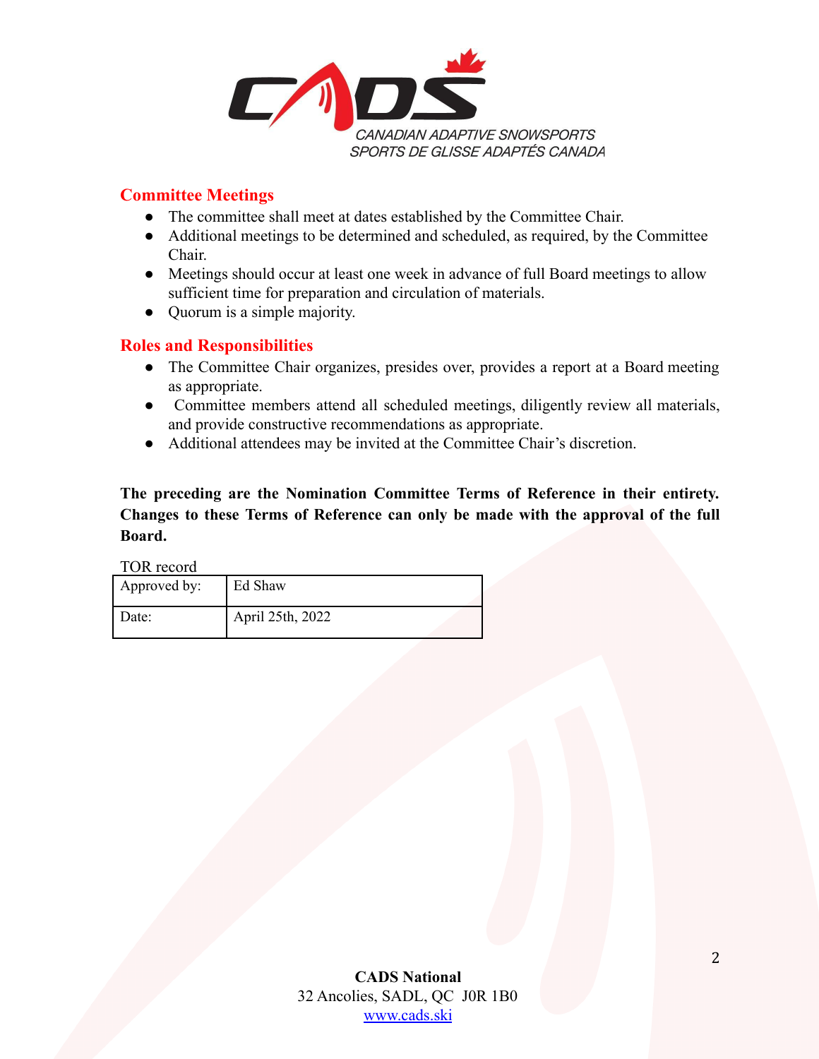## Committee Meetings

- The committee shall meet at dates established by the Committee Chair.
- Additional meetings to be determined and scheduled, as required, by the Committee Chair.
- Meetings should occur at least one week in advance of full Board meetings to allow sufficient time for preparation and circulation of materials.
- Quorum is a simple majority.

## Roles and Responsibilities

- The Committee Chair organizes, presides over, provides a report at a Board meeting as appropriate.
- Committee members attend all scheduled meetings, diligently review all materials, and provide constructive recommendations as appropriate.
- Additional attendees may be invited at the Committee Chair's discretion.

**The preceding are the Nomination Committee Terms of Reference in their entirety. Changes to these Terms of Reference can only be made with the approval of the full Board.**

TOR record

| | |
|---|---|
| Approved by: | Ed Shaw |
| Date: | April 25th, 2022 |

**CADS National**
32 Ancolies, SADL, QC  J0R 1B0
www.cads.ski